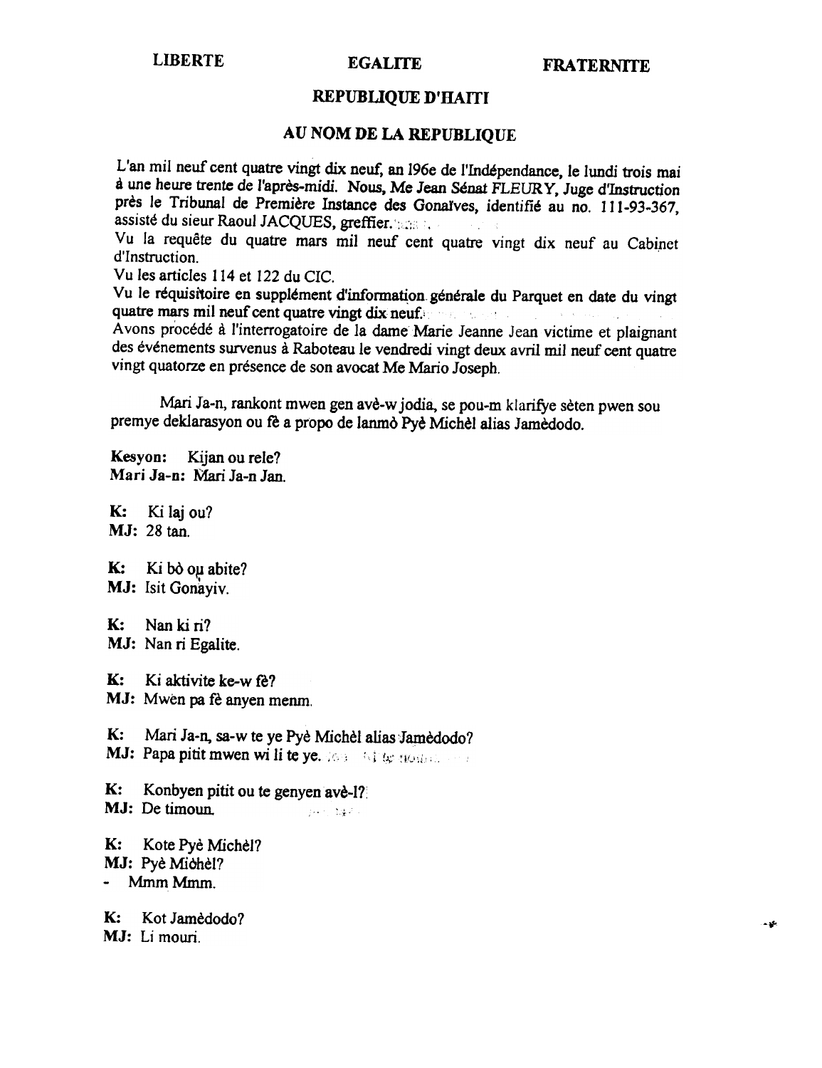LIBERTE EGALITE FRATERNITE

**REPUBLIQUE D'HAITI**

**AU NOM DE LA REPUBLIQUE**

L'an mil neuf cent quatre vingt dix neuf, an 196e de l'Indépendance, le lundi trois mai à une heure trente de l'après-midi. Nous, Me Jean Sénat FLEURY, Juge d'Instruction près le Tribunal de Première Instance des Gonaïves, identifié au no. 111-93-367, assisté du sieur Raoul JACQUES, greffier.
Vu la requête du quatre mars mil neuf cent quatre vingt dix neuf au Cabinet d'Instruction.
Vu les articles 114 et 122 du CIC.
Vu le réquisitoire en supplément d'information générale du Parquet en date du vingt quatre mars mil neuf cent quatre vingt dix neuf.
Avons procédé à l'interrogatoire de la dame Marie Jeanne Jean victime et plaignant des événements survenus à Raboteau le vendredi vingt deux avril mil neuf cent quatre vingt quatorze en présence de son avocat Me Mario Joseph.

Mari Ja-n, rankont mwen gen avè-w jodia, se pou-m klarifye sèten pwen sou premye deklarasyon ou fè a propo de lanmò Pyè Michèl alias Jamèdodo.

**Kesyon:** Kijan ou rele?
**Mari Ja-n:** Mari Ja-n Jan.

**K:** Ki laj ou?
**MJ:** 28 tan.

**K:** Ki bò ou abite?
**MJ:** Isit Gonayiv.

**K:** Nan ki ri?
**MJ:** Nan ri Egalite.

**K:** Ki aktivite ke-w fè?
**MJ:** Mwen pa fè anyen menm.

**K:** Mari Ja-n, sa-w te ye Pyè Michèl alias Jamèdodo?
**MJ:** Papa pitit mwen wi li te ye.

**K:** Konbyen pitit ou te genyen avè-l?
**MJ:** De timoun.

**K:** Kote Pyè Michèl?
**MJ:** Pyè Michèl?
- Mmm Mmm.

**K:** Kot Jamèdodo?
**MJ:** Li mouri.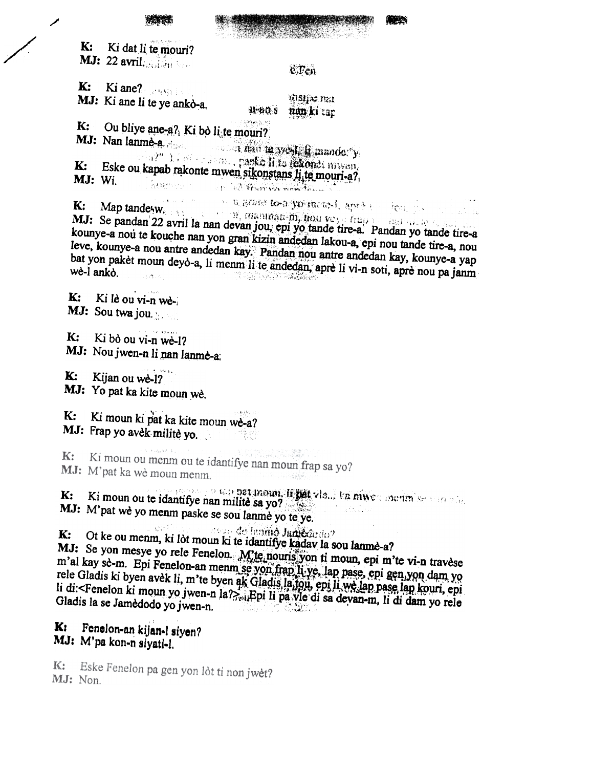**K:** Ki dat li te mouri?
**MJ:** 22 avril.

**K:** Ki ane?
**MJ:** Ki ane li te ye ankò-a.

**K:** Ou bliye ane-a? Ki bò li te mouri?
**MJ:** Nan lanmè-a.

**K:** Eske ou kapab rakonte mwen sikonstans li te mouri-a?
**MJ:** Wi.

**K:** Map tandew.
**MJ:** Se pandan 22 avril la nan devan jou, epi yo tande tire-a. Pandan yo tande tire-a kounye-a nou te kouche nan yon gran kizin andedan lakou-a, epi nou tande tire-a, nou leve, kounye-a nou antre andedan kay. Pandan nou antre andedan kay, kounye-a yap bat yon pakèt moun deyò-a, li menm li te andedan, aprè li vi-n soti, aprè nou pa janm wè-l ankò.

**K:** Ki lè ou vi-n wè-l
**MJ:** Sou twa jou.

**K:** Ki bò ou vi-n wè-l?
**MJ:** Nou jwen-n li nan lanmè-a.

**K:** Kijan ou wè-l?
**MJ:** Yo pat ka kite moun wè.

**K:** Ki moun ki pat ka kite moun wè-a?
**MJ:** Frap yo avèk militè yo.

**K:** Ki moun ou menm ou te idantifye nan moun frap sa yo?
**MJ:** M'pat ka wè moun menm.

**K:** Ki moun ou te idantifye nan militè sa yo?
**MJ:** M'pat wè yo menm paske se sou lanmè yo te ye.

**K:** Ot ke ou menm, ki lòt moun ki te idantifye kadav la sou lanmè-a?
**MJ:** Se yon mesye yo rele Fenelon. M'te nouris yon ti moun, epi m'te vi-n travèse m'al kay sè-m. Epi Fenelon-an menm se yon frap li ye, lap pase, epi gen yon dam yo rele Gladis ki byen avèk li, m'te byen ak Gladis la jou, epi li wè lap pase lap kouri, epi li di:<Fenelon ki moun yo jwen-n la?> Epi li pa vle di sa devan-m, li di dam yo rele Gladis la se Jamèdodo yo jwen-n.

**K:** Fenelon-an kijan-l siyen?
**MJ:** M'pa kon-n siyati-l.

**K:** Eske Fenelon pa gen yon lòt ti non jwèt?
**MJ:** Non.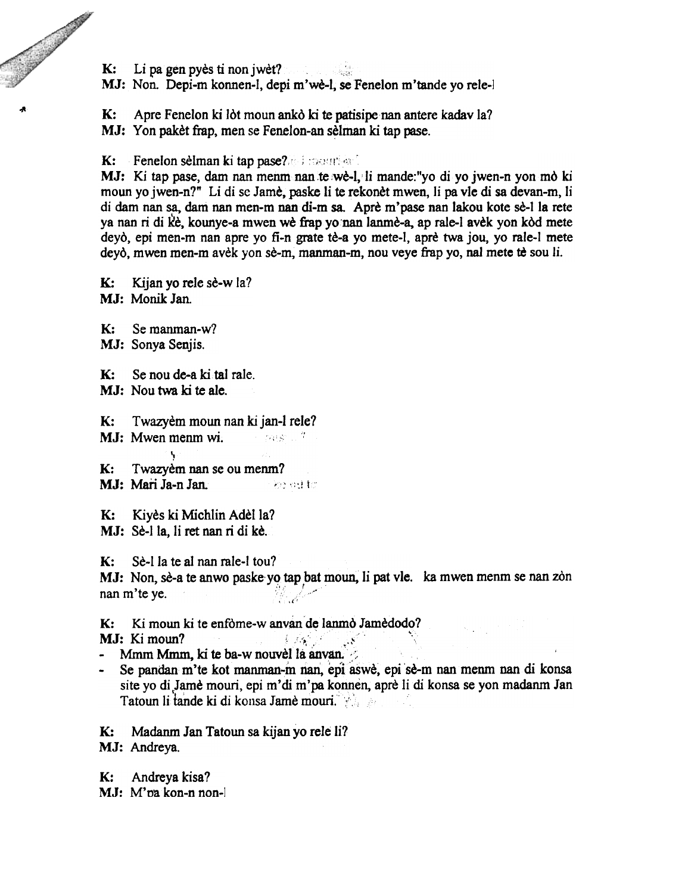**K:** Li pa gen pyès ti non jwèt?
**MJ:** Non. Depi-m konnen-l, depi m'wè-l, se Fenelon m'tande yo rele-l

**K:** Apre Fenelon ki lòt moun ankò ki te patisipe nan antere kadav la?
**MJ:** Yon pakèt frap, men se Fenelon-an sèlman ki tap pase.

**K:** Fenelon sèlman ki tap pase?
**MJ:** Ki tap pase, dam nan menm nan te wè-l, li mande:"yo di yo jwen-n yon mò ki moun yo jwen-n?" Li di se Jamè, paske li te rekonèt mwen, li pa vle di sa devan-m, li di dam nan sa, dam nan men-m nan di-m sa. Aprè m'pase nan lakou kote sè-l la rete ya nan ri di kè, kounye-a mwen wè frap yo nan lanmè-a, ap rale-l avèk yon kòd mete deyò, epi men-m nan apre yo fi-n grate tè-a yo mete-l, aprè twa jou, yo rale-l mete deyò, mwen men-m avèk yon sè-m, manman-m, nou veye frap yo, nal mete tè sou li.

**K:** Kijan yo rele sè-w la?
**MJ:** Monik Jan.

**K:** Se manman-w?
**MJ:** Sonya Senjis.

**K:** Se nou de-a ki tal rale.
**MJ:** Nou twa ki te ale.

**K:** Twazyèm moun nan ki jan-l rele?
**MJ:** Mwen menm wi.

**K:** Twazyèm nan se ou menm?
**MJ:** Mari Ja-n Jan.

**K:** Kiyès ki Michlin Adèl la?
**MJ:** Sè-l la, li ret nan ri di kè.

**K:** Sè-l la te al nan rale-l tou?
**MJ:** Non, sè-a te anwo paske yo tap bat moun, li pat vle. ka mwen menm se nan zòn nan m'te ye.

**K:** Ki moun ki te enfòme-w anvan de lanmò Jamèdodo?
**MJ:** Ki moun?

- Mmm Mmm, ki te ba-w nouvèl la anvan.
- Se pandan m'te kot manman-m nan, epi aswè, epi sè-m nan menm nan di konsa site yo di Jamè mouri, epi m'di m'pa konnen, aprè li di konsa se yon madanm Jan Tatoun li tande ki di konsa Jamè mouri.

**K:** Madanm Jan Tatoun sa kijan yo rele li?
**MJ:** Andreya.

**K:** Andreya kisa?
**MJ:** M'pa kon-n non-l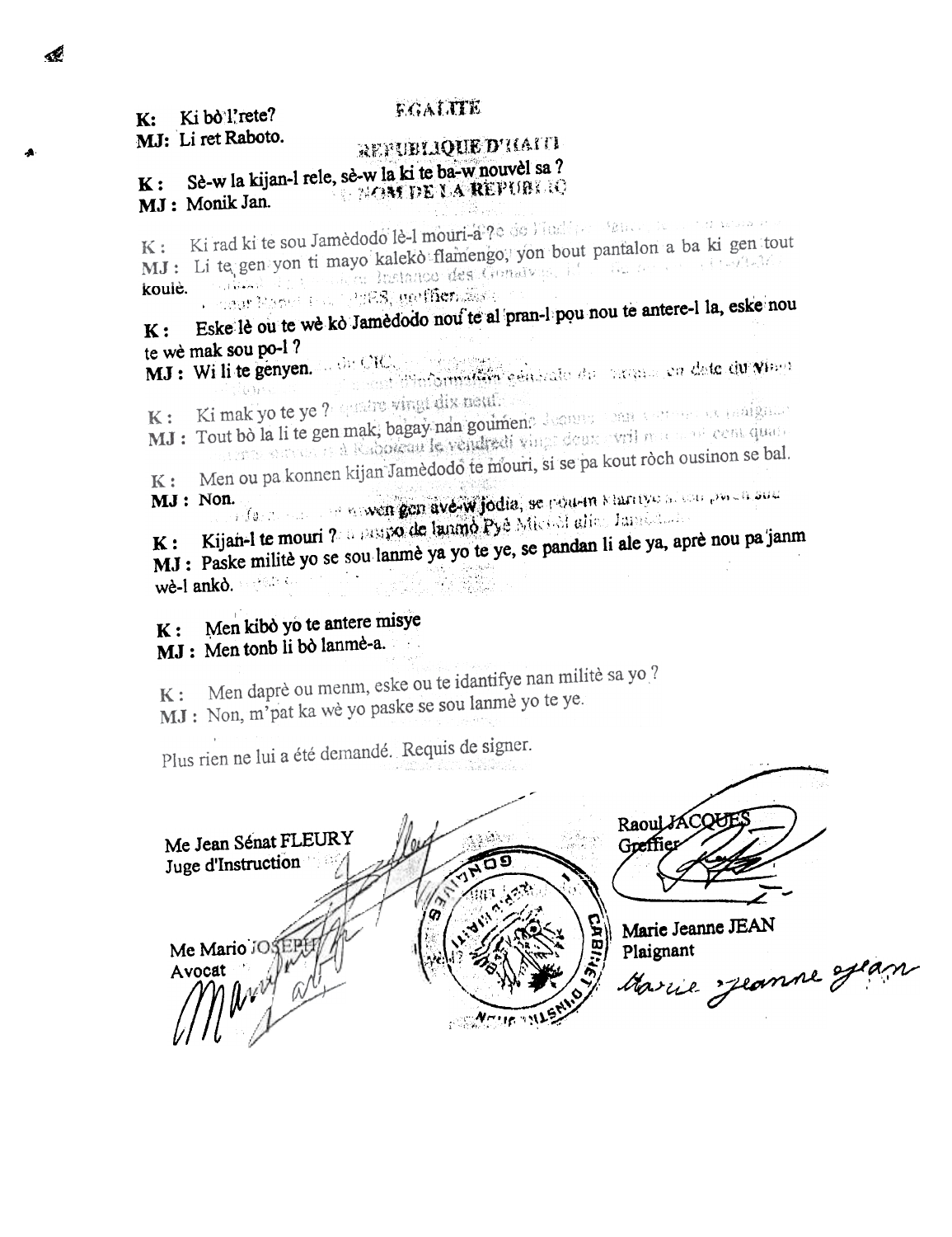K: Ki bò l'rete?

MJ: Li ret Raboto.

K: Sè-w la kijan-l rele, sè-w la ki te ba-w nouvèl sa ?

MJ: Monik Jan.

K: Ki rad ki te sou Jamèdodo lè-l mouri-a ?

MJ: Li te gen yon ti mayo kalekò flamengo, yon bout pantalon a ba ki gen tout kouIè.

K: Eske lè ou te wè kò Jamèdodo nou te al pran-l pou nou te antere-l la, eske nou te wè mak sou po-l ?

MJ: Wi li te genyen.

K: Ki mak yo te ye ?

MJ: Tout bò la li te gen mak, bagay nan goumen.

K: Men ou pa konnen kijan Jamèdodo te mouri, si se pa kout ròch ousinon se bal.

MJ: Non.

K: Kijan-l te mouri ?

MJ: Paske militè yo se sou lanmè ya yo te ye, se pandan li ale ya, aprè nou pa janm wè-l ankò.

K: Men kibò yo te antere misye

MJ: Men tonb li bò lanmè-a.

K: Men daprè ou menm, eske ou te idantifye nan militè sa yo ?

MJ: Non, m'pat ka wè yo paske se sou lanmè yo te ye.

Plus rien ne lui a été demandé. Requis de signer.

Me Jean Sénat FLEURY
Juge d'Instruction

Raoul JACQUES
Greffier

Me Mario JOSEPH
Avocat

Marie Jeanne JEAN
Plaignant

Marie Jeanne Jean